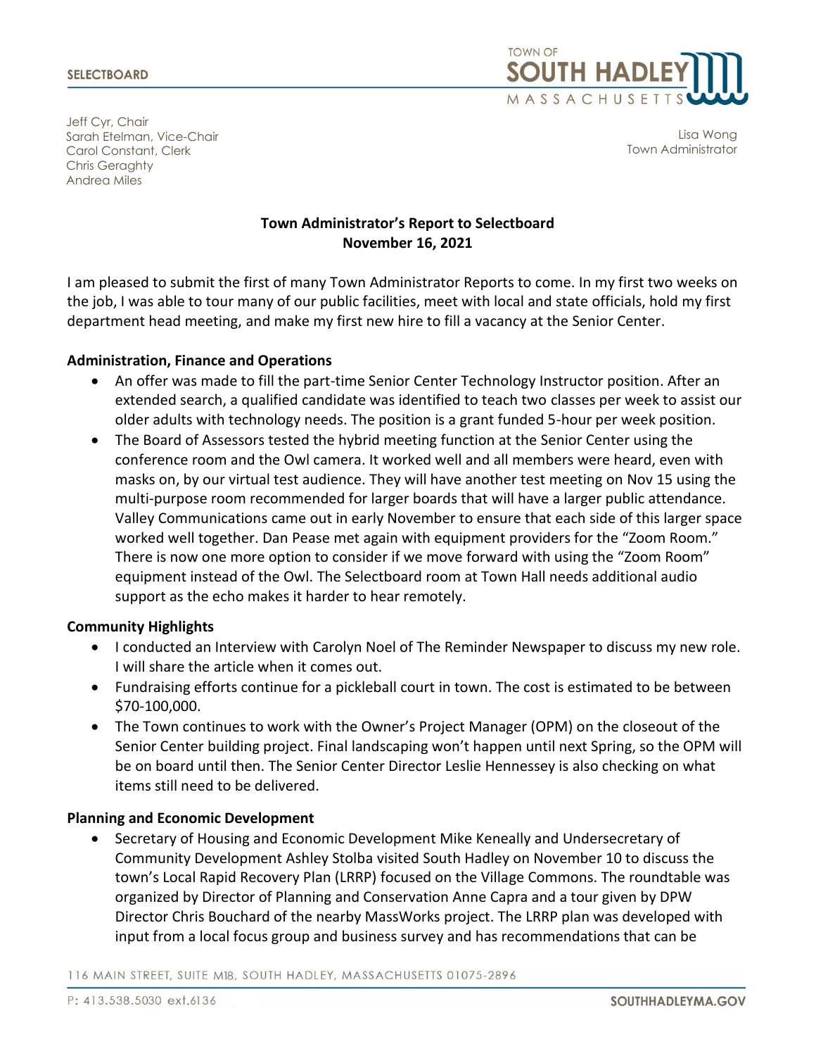SELECTBOARD

TOWN OF SOUTH HADLEY MASSACHUSETTS

Jeff Cyr, Chair
Sarah Etelman, Vice-Chair
Carol Constant, Clerk
Chris Geraghty
Andrea Miles

Lisa Wong
Town Administrator

**Town Administrator's Report to Selectboard**
**November 16, 2021**

I am pleased to submit the first of many Town Administrator Reports to come. In my first two weeks on the job, I was able to tour many of our public facilities, meet with local and state officials, hold my first department head meeting, and make my first new hire to fill a vacancy at the Senior Center.

**Administration, Finance and Operations**

- An offer was made to fill the part-time Senior Center Technology Instructor position. After an extended search, a qualified candidate was identified to teach two classes per week to assist our older adults with technology needs. The position is a grant funded 5-hour per week position.
- The Board of Assessors tested the hybrid meeting function at the Senior Center using the conference room and the Owl camera. It worked well and all members were heard, even with masks on, by our virtual test audience. They will have another test meeting on Nov 15 using the multi-purpose room recommended for larger boards that will have a larger public attendance. Valley Communications came out in early November to ensure that each side of this larger space worked well together. Dan Pease met again with equipment providers for the "Zoom Room." There is now one more option to consider if we move forward with using the "Zoom Room" equipment instead of the Owl. The Selectboard room at Town Hall needs additional audio support as the echo makes it harder to hear remotely.

**Community Highlights**

- I conducted an Interview with Carolyn Noel of The Reminder Newspaper to discuss my new role. I will share the article when it comes out.
- Fundraising efforts continue for a pickleball court in town. The cost is estimated to be between $70-100,000.
- The Town continues to work with the Owner's Project Manager (OPM) on the closeout of the Senior Center building project. Final landscaping won't happen until next Spring, so the OPM will be on board until then. The Senior Center Director Leslie Hennessey is also checking on what items still need to be delivered.

**Planning and Economic Development**

- Secretary of Housing and Economic Development Mike Keneally and Undersecretary of Community Development Ashley Stolba visited South Hadley on November 10 to discuss the town's Local Rapid Recovery Plan (LRRP) focused on the Village Commons. The roundtable was organized by Director of Planning and Conservation Anne Capra and a tour given by DPW Director Chris Bouchard of the nearby MassWorks project. The LRRP plan was developed with input from a local focus group and business survey and has recommendations that can be

116 MAIN STREET, SUITE M18, SOUTH HADLEY, MASSACHUSETTS 01075-2896

P: 413.538.5030 ext.6136

SOUTHHADLEYMA.GOV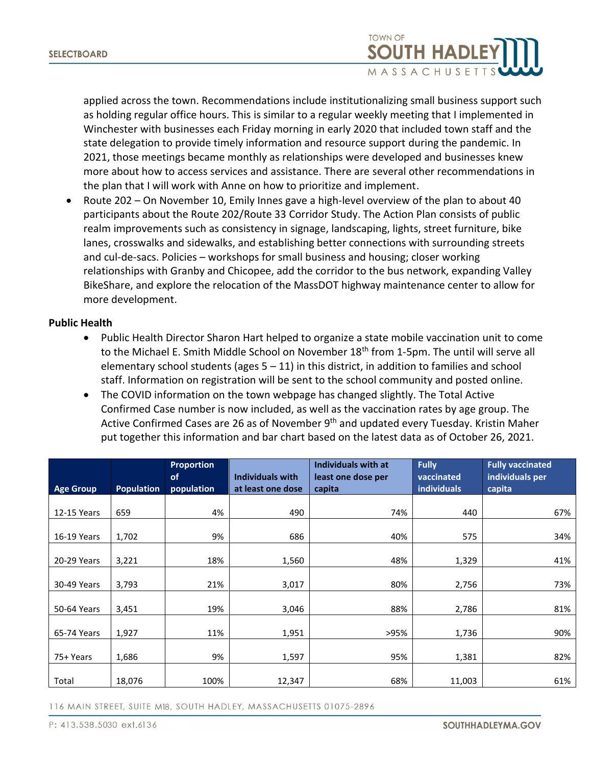applied across the town. Recommendations include institutionalizing small business support such as holding regular office hours. This is similar to a regular weekly meeting that I implemented in Winchester with businesses each Friday morning in early 2020 that included town staff and the state delegation to provide timely information and resource support during the pandemic. In 2021, those meetings became monthly as relationships were developed and businesses knew more about how to access services and assistance. There are several other recommendations in the plan that I will work with Anne on how to prioritize and implement.

- Route 202 – On November 10, Emily Innes gave a high-level overview of the plan to about 40 participants about the Route 202/Route 33 Corridor Study. The Action Plan consists of public realm improvements such as consistency in signage, landscaping, lights, street furniture, bike lanes, crosswalks and sidewalks, and establishing better connections with surrounding streets and cul-de-sacs. Policies – workshops for small business and housing; closer working relationships with Granby and Chicopee, add the corridor to the bus network, expanding Valley BikeShare, and explore the relocation of the MassDOT highway maintenance center to allow for more development.

**Public Health**

- Public Health Director Sharon Hart helped to organize a state mobile vaccination unit to come to the Michael E. Smith Middle School on November 18th from 1-5pm. The until will serve all elementary school students (ages 5 – 11) in this district, in addition to families and school staff. Information on registration will be sent to the school community and posted online.
- The COVID information on the town webpage has changed slightly. The Total Active Confirmed Case number is now included, as well as the vaccination rates by age group. The Active Confirmed Cases are 26 as of November 9th and updated every Tuesday. Kristin Maher put together this information and bar chart based on the latest data as of October 26, 2021.

| Age Group | Population | Proportion of population | Individuals with at least one dose | Individuals with at least one dose per capita | Fully vaccinated individuals | Fully vaccinated individuals per capita |
|---|---|---|---|---|---|---|
| 12-15 Years | 659 | 4% | 490 | 74% | 440 | 67% |
| 16-19 Years | 1,702 | 9% | 686 | 40% | 575 | 34% |
| 20-29 Years | 3,221 | 18% | 1,560 | 48% | 1,329 | 41% |
| 30-49 Years | 3,793 | 21% | 3,017 | 80% | 2,756 | 73% |
| 50-64 Years | 3,451 | 19% | 3,046 | 88% | 2,786 | 81% |
| 65-74 Years | 1,927 | 11% | 1,951 | >95% | 1,736 | 90% |
| 75+ Years | 1,686 | 9% | 1,597 | 95% | 1,381 | 82% |
| Total | 18,076 | 100% | 12,347 | 68% | 11,003 | 61% |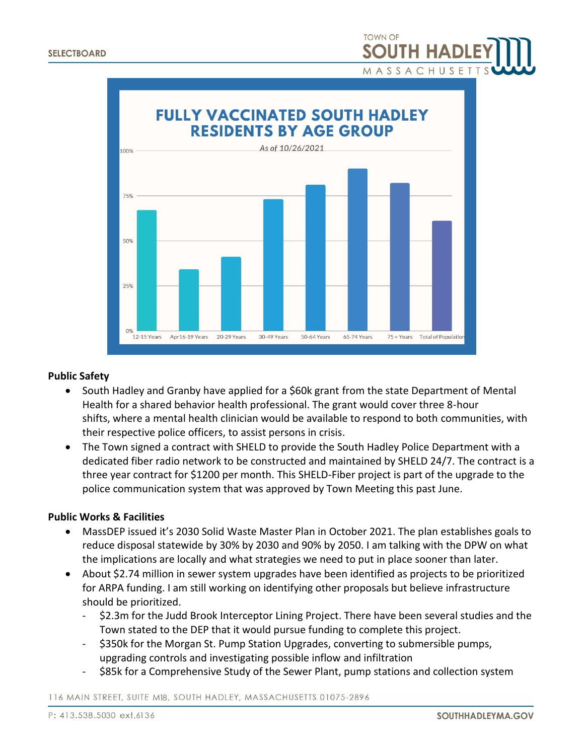FULLY VACCINATED SOUTH HADLEY RESIDENTS BY AGE GROUP

*As of 10/26/2021*

100%
75%
50%
25%
0%

12-15 Years
Apr16-19 Years
20-29 Years
30-49 Years
50-64 Years
65-74 Years
75+ Years
Total of Population

**Public Safety**

- South Hadley and Granby have applied for a $60k grant from the state Department of Mental Health for a shared behavior health professional. The grant would cover three 8-hour shifts, where a mental health clinician would be available to respond to both communities, with their respective police officers, to assist persons in crisis.
- The Town signed a contract with SHELD to provide the South Hadley Police Department with a dedicated fiber radio network to be constructed and maintained by SHELD 24/7. The contract is a three year contract for $1200 per month. This SHELD-Fiber project is part of the upgrade to the police communication system that was approved by Town Meeting this past June.

**Public Works & Facilities**

- MassDEP issued it's 2030 Solid Waste Master Plan in October 2021. The plan establishes goals to reduce disposal statewide by 30% by 2030 and 90% by 2050. I am talking with the DPW on what the implications are locally and what strategies we need to put in place sooner than later.
- About $2.74 million in sewer system upgrades have been identified as projects to be prioritized for ARPA funding. I am still working on identifying other proposals but believe infrastructure should be prioritized.
  - $2.3m for the Judd Brook Interceptor Lining Project. There have been several studies and the Town stated to the DEP that it would pursue funding to complete this project.
  - $350k for the Morgan St. Pump Station Upgrades, converting to submersible pumps, upgrading controls and investigating possible inflow and infiltration
  - $85k for a Comprehensive Study of the Sewer Plant, pump stations and collection system